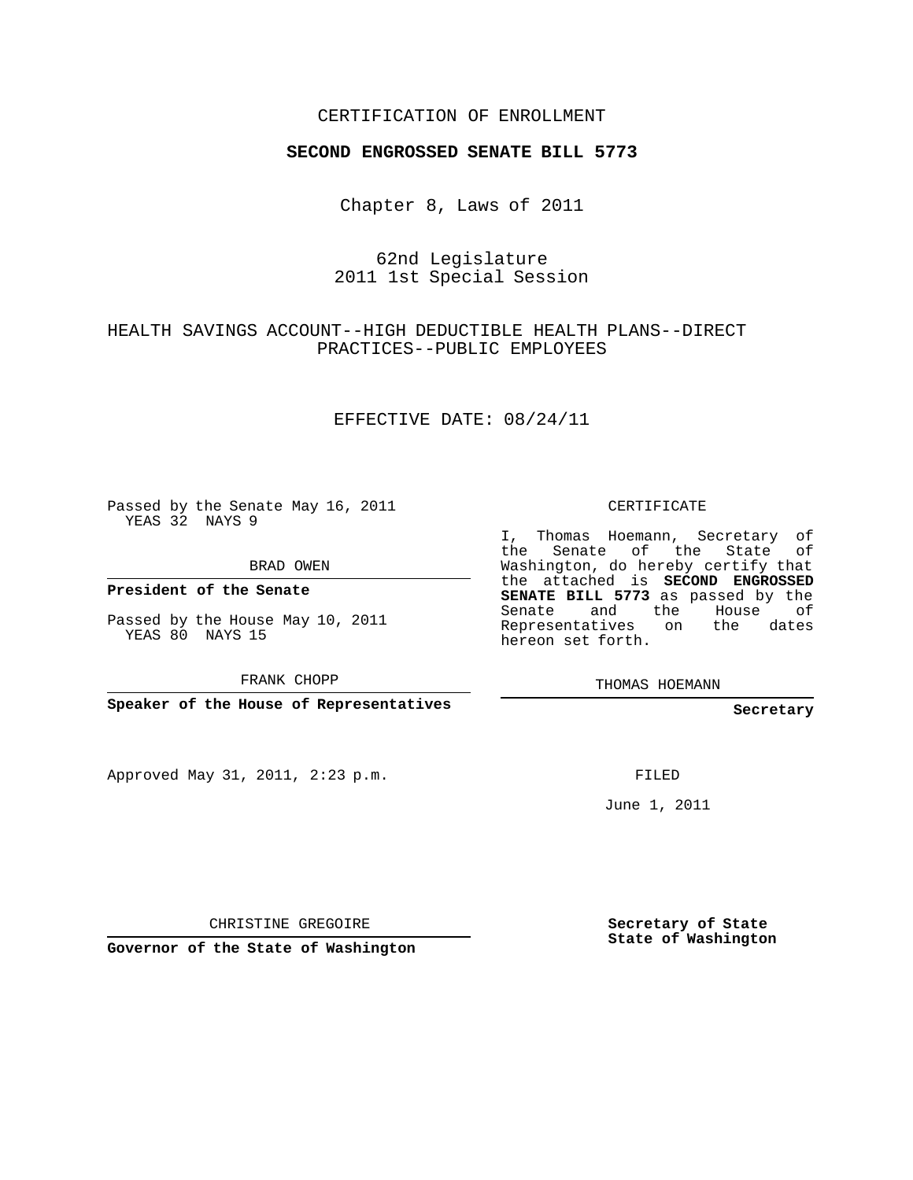CERTIFICATION OF ENROLLMENT

**SECOND ENGROSSED SENATE BILL 5773**

Chapter 8, Laws of 2011

62nd Legislature
2011 1st Special Session

HEALTH SAVINGS ACCOUNT--HIGH DEDUCTIBLE HEALTH PLANS--DIRECT PRACTICES--PUBLIC EMPLOYEES

EFFECTIVE DATE: 08/24/11

Passed by the Senate May 16, 2011
YEAS 32 NAYS 9

BRAD OWEN

**President of the Senate**

Passed by the House May 10, 2011
YEAS 80 NAYS 15

FRANK CHOPP

**Speaker of the House of Representatives**

Approved May 31, 2011, 2:23 p.m.

CHRISTINE GREGOIRE

**Governor of the State of Washington**

CERTIFICATE

I, Thomas Hoemann, Secretary of the Senate of the State of Washington, do hereby certify that the attached is **SECOND ENGROSSED SENATE BILL 5773** as passed by the Senate and the House of Representatives on the dates hereon set forth.

THOMAS HOEMANN

**Secretary**

FILED

June 1, 2011

**Secretary of State**
**State of Washington**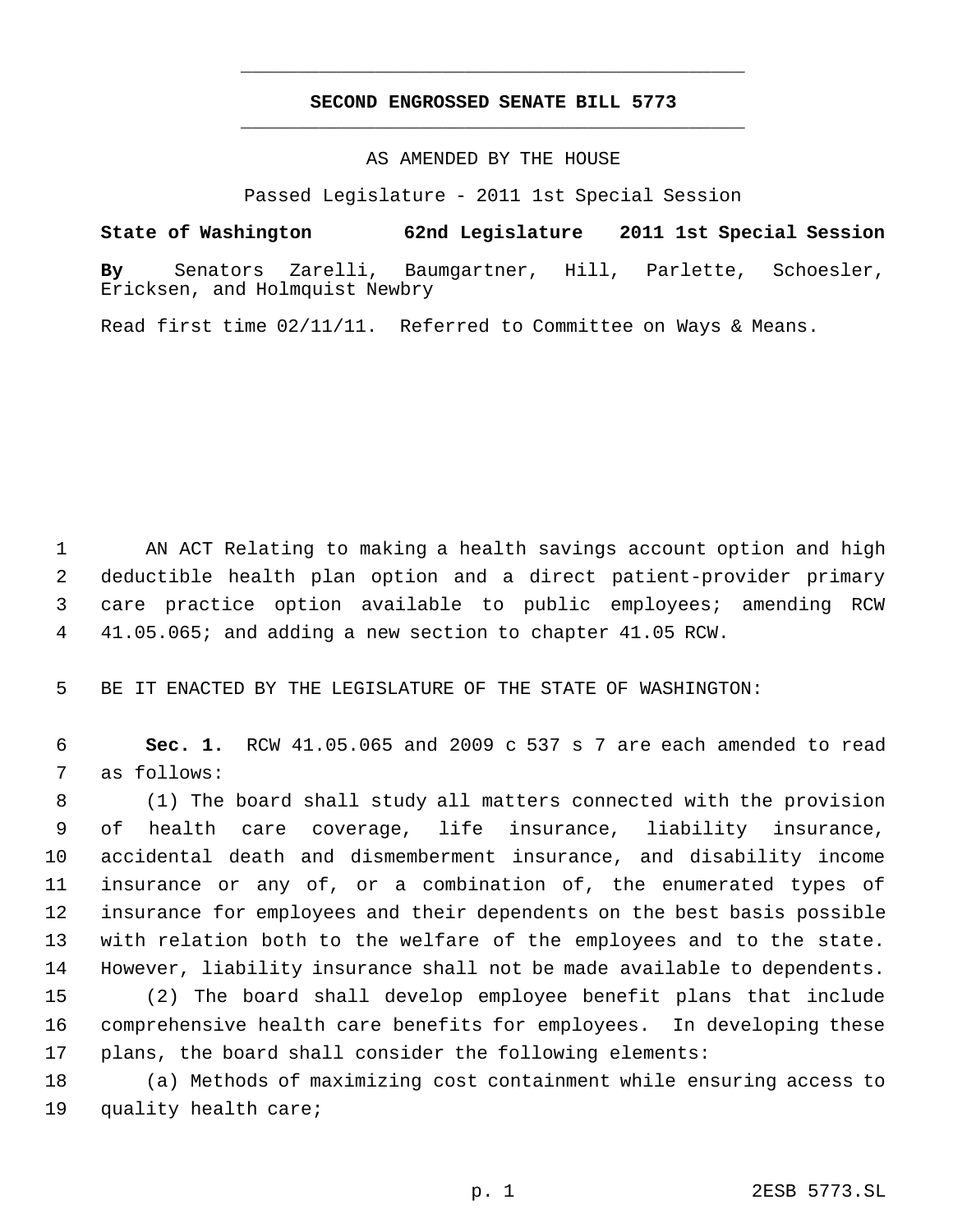# SECOND ENGROSSED SENATE BILL 5773

AS AMENDED BY THE HOUSE

Passed Legislature - 2011 1st Special Session

**State of Washington 62nd Legislature 2011 1st Special Session**

**By** Senators Zarelli, Baumgartner, Hill, Parlette, Schoesler, Ericksen, and Holmquist Newbry

Read first time 02/11/11. Referred to Committee on Ways & Means.

AN ACT Relating to making a health savings account option and high deductible health plan option and a direct patient-provider primary care practice option available to public employees; amending RCW 41.05.065; and adding a new section to chapter 41.05 RCW.

BE IT ENACTED BY THE LEGISLATURE OF THE STATE OF WASHINGTON:

**Sec. 1.** RCW 41.05.065 and 2009 c 537 s 7 are each amended to read as follows:

(1) The board shall study all matters connected with the provision of health care coverage, life insurance, liability insurance, accidental death and dismemberment insurance, and disability income insurance or any of, or a combination of, the enumerated types of insurance for employees and their dependents on the best basis possible with relation both to the welfare of the employees and to the state. However, liability insurance shall not be made available to dependents.

(2) The board shall develop employee benefit plans that include comprehensive health care benefits for employees. In developing these plans, the board shall consider the following elements:

(a) Methods of maximizing cost containment while ensuring access to quality health care;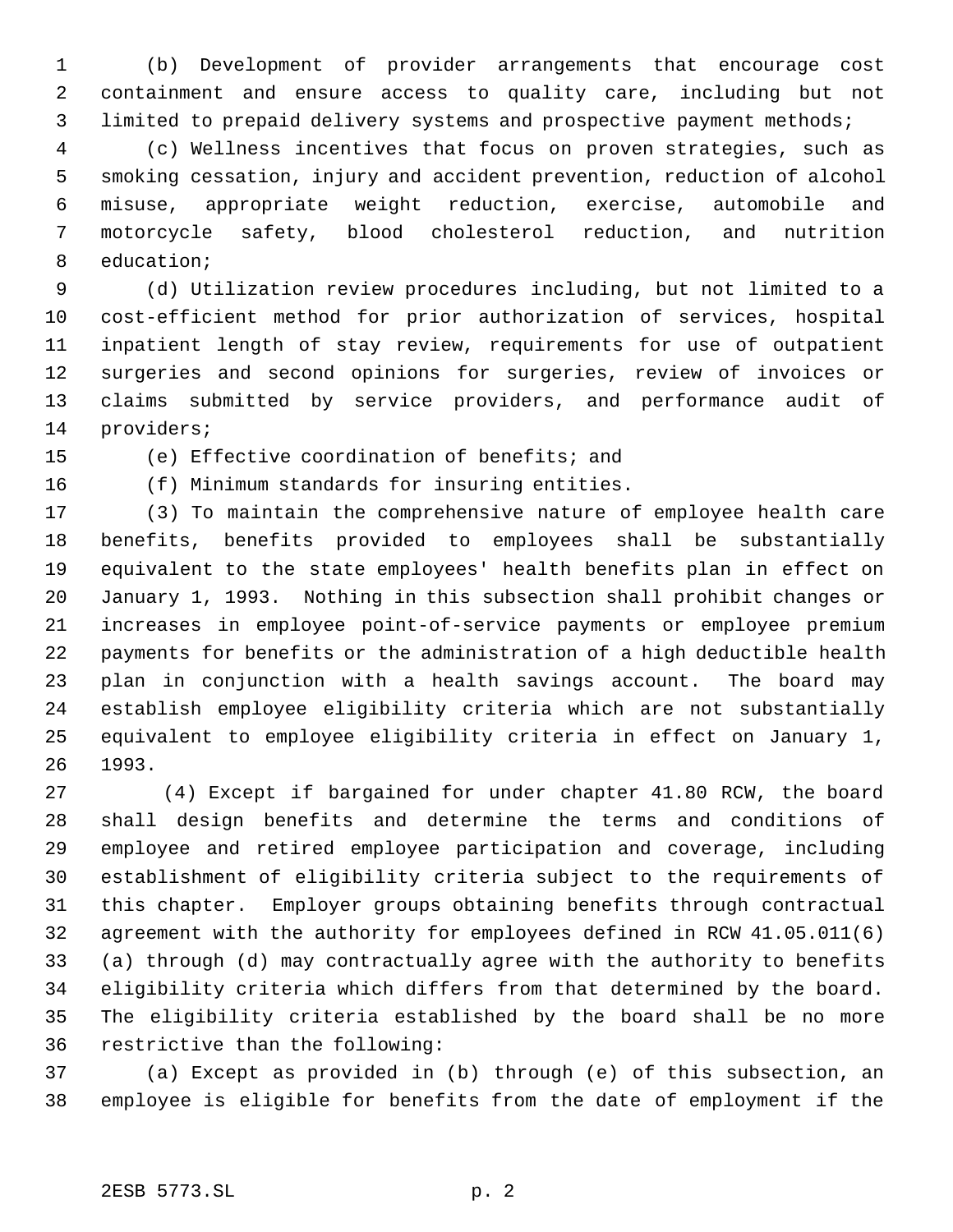(b) Development of provider arrangements that encourage cost containment and ensure access to quality care, including but not limited to prepaid delivery systems and prospective payment methods;

(c) Wellness incentives that focus on proven strategies, such as smoking cessation, injury and accident prevention, reduction of alcohol misuse, appropriate weight reduction, exercise, automobile and motorcycle safety, blood cholesterol reduction, and nutrition education;

(d) Utilization review procedures including, but not limited to a cost-efficient method for prior authorization of services, hospital inpatient length of stay review, requirements for use of outpatient surgeries and second opinions for surgeries, review of invoices or claims submitted by service providers, and performance audit of providers;

(e) Effective coordination of benefits; and

(f) Minimum standards for insuring entities.

(3) To maintain the comprehensive nature of employee health care benefits, benefits provided to employees shall be substantially equivalent to the state employees' health benefits plan in effect on January 1, 1993. Nothing in this subsection shall prohibit changes or increases in employee point-of-service payments or employee premium payments for benefits or the administration of a high deductible health plan in conjunction with a health savings account. The board may establish employee eligibility criteria which are not substantially equivalent to employee eligibility criteria in effect on January 1, 1993.

(4) Except if bargained for under chapter 41.80 RCW, the board shall design benefits and determine the terms and conditions of employee and retired employee participation and coverage, including establishment of eligibility criteria subject to the requirements of this chapter. Employer groups obtaining benefits through contractual agreement with the authority for employees defined in RCW 41.05.011(6)(a) through (d) may contractually agree with the authority to benefits eligibility criteria which differs from that determined by the board. The eligibility criteria established by the board shall be no more restrictive than the following:

(a) Except as provided in (b) through (e) of this subsection, an employee is eligible for benefits from the date of employment if the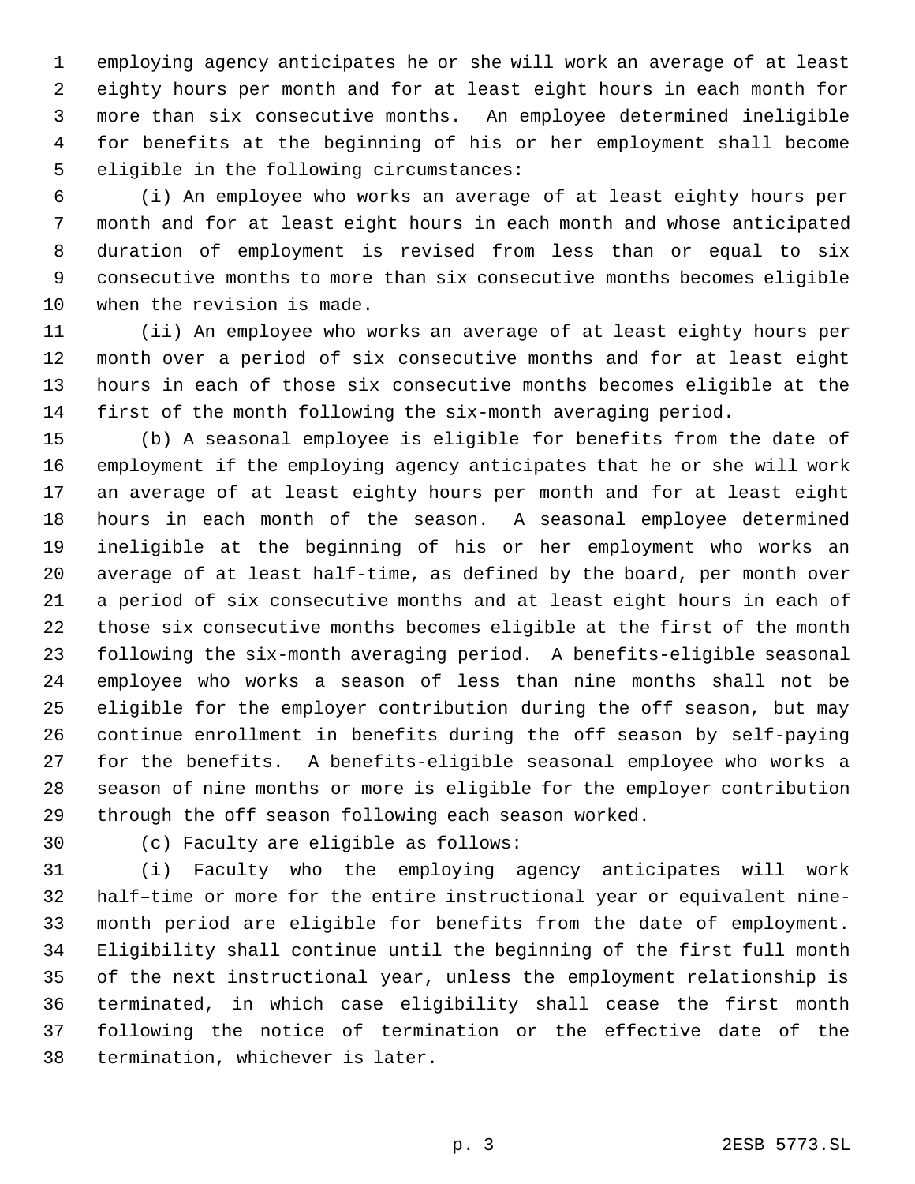employing agency anticipates he or she will work an average of at least eighty hours per month and for at least eight hours in each month for more than six consecutive months. An employee determined ineligible for benefits at the beginning of his or her employment shall become eligible in the following circumstances:

(i) An employee who works an average of at least eighty hours per month and for at least eight hours in each month and whose anticipated duration of employment is revised from less than or equal to six consecutive months to more than six consecutive months becomes eligible when the revision is made.

(ii) An employee who works an average of at least eighty hours per month over a period of six consecutive months and for at least eight hours in each of those six consecutive months becomes eligible at the first of the month following the six-month averaging period.

(b) A seasonal employee is eligible for benefits from the date of employment if the employing agency anticipates that he or she will work an average of at least eighty hours per month and for at least eight hours in each month of the season. A seasonal employee determined ineligible at the beginning of his or her employment who works an average of at least half-time, as defined by the board, per month over a period of six consecutive months and at least eight hours in each of those six consecutive months becomes eligible at the first of the month following the six-month averaging period. A benefits-eligible seasonal employee who works a season of less than nine months shall not be eligible for the employer contribution during the off season, but may continue enrollment in benefits during the off season by self-paying for the benefits. A benefits-eligible seasonal employee who works a season of nine months or more is eligible for the employer contribution through the off season following each season worked.

(c) Faculty are eligible as follows:

(i) Faculty who the employing agency anticipates will work half–time or more for the entire instructional year or equivalent nine-month period are eligible for benefits from the date of employment. Eligibility shall continue until the beginning of the first full month of the next instructional year, unless the employment relationship is terminated, in which case eligibility shall cease the first month following the notice of termination or the effective date of the termination, whichever is later.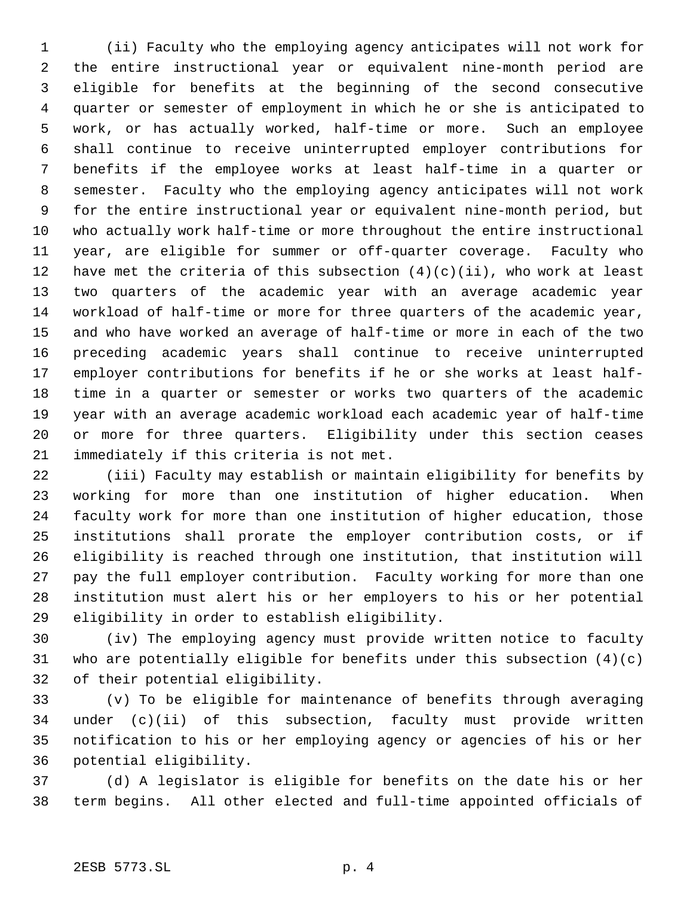(ii) Faculty who the employing agency anticipates will not work for the entire instructional year or equivalent nine-month period are eligible for benefits at the beginning of the second consecutive quarter or semester of employment in which he or she is anticipated to work, or has actually worked, half-time or more. Such an employee shall continue to receive uninterrupted employer contributions for benefits if the employee works at least half-time in a quarter or semester. Faculty who the employing agency anticipates will not work for the entire instructional year or equivalent nine-month period, but who actually work half-time or more throughout the entire instructional year, are eligible for summer or off-quarter coverage. Faculty who have met the criteria of this subsection (4)(c)(ii), who work at least two quarters of the academic year with an average academic year workload of half-time or more for three quarters of the academic year, and who have worked an average of half-time or more in each of the two preceding academic years shall continue to receive uninterrupted employer contributions for benefits if he or she works at least half-time in a quarter or semester or works two quarters of the academic year with an average academic workload each academic year of half-time or more for three quarters. Eligibility under this section ceases immediately if this criteria is not met.

(iii) Faculty may establish or maintain eligibility for benefits by working for more than one institution of higher education. When faculty work for more than one institution of higher education, those institutions shall prorate the employer contribution costs, or if eligibility is reached through one institution, that institution will pay the full employer contribution. Faculty working for more than one institution must alert his or her employers to his or her potential eligibility in order to establish eligibility.

(iv) The employing agency must provide written notice to faculty who are potentially eligible for benefits under this subsection (4)(c) of their potential eligibility.

(v) To be eligible for maintenance of benefits through averaging under (c)(ii) of this subsection, faculty must provide written notification to his or her employing agency or agencies of his or her potential eligibility.

(d) A legislator is eligible for benefits on the date his or her term begins. All other elected and full-time appointed officials of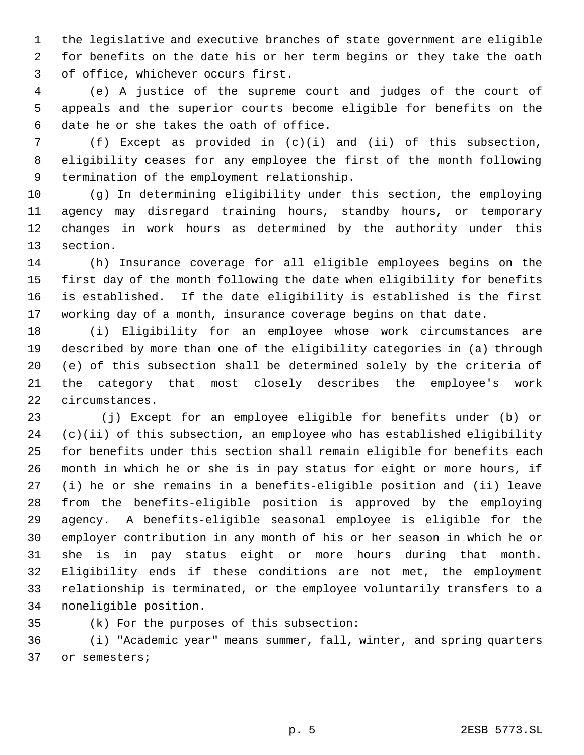the legislative and executive branches of state government are eligible for benefits on the date his or her term begins or they take the oath of office, whichever occurs first.

(e) A justice of the supreme court and judges of the court of appeals and the superior courts become eligible for benefits on the date he or she takes the oath of office.

(f) Except as provided in (c)(i) and (ii) of this subsection, eligibility ceases for any employee the first of the month following termination of the employment relationship.

(g) In determining eligibility under this section, the employing agency may disregard training hours, standby hours, or temporary changes in work hours as determined by the authority under this section.

(h) Insurance coverage for all eligible employees begins on the first day of the month following the date when eligibility for benefits is established. If the date eligibility is established is the first working day of a month, insurance coverage begins on that date.

(i) Eligibility for an employee whose work circumstances are described by more than one of the eligibility categories in (a) through (e) of this subsection shall be determined solely by the criteria of the category that most closely describes the employee's work circumstances.

(j) Except for an employee eligible for benefits under (b) or (c)(ii) of this subsection, an employee who has established eligibility for benefits under this section shall remain eligible for benefits each month in which he or she is in pay status for eight or more hours, if (i) he or she remains in a benefits-eligible position and (ii) leave from the benefits-eligible position is approved by the employing agency. A benefits-eligible seasonal employee is eligible for the employer contribution in any month of his or her season in which he or she is in pay status eight or more hours during that month. Eligibility ends if these conditions are not met, the employment relationship is terminated, or the employee voluntarily transfers to a noneligible position.

(k) For the purposes of this subsection:

(i) "Academic year" means summer, fall, winter, and spring quarters or semesters;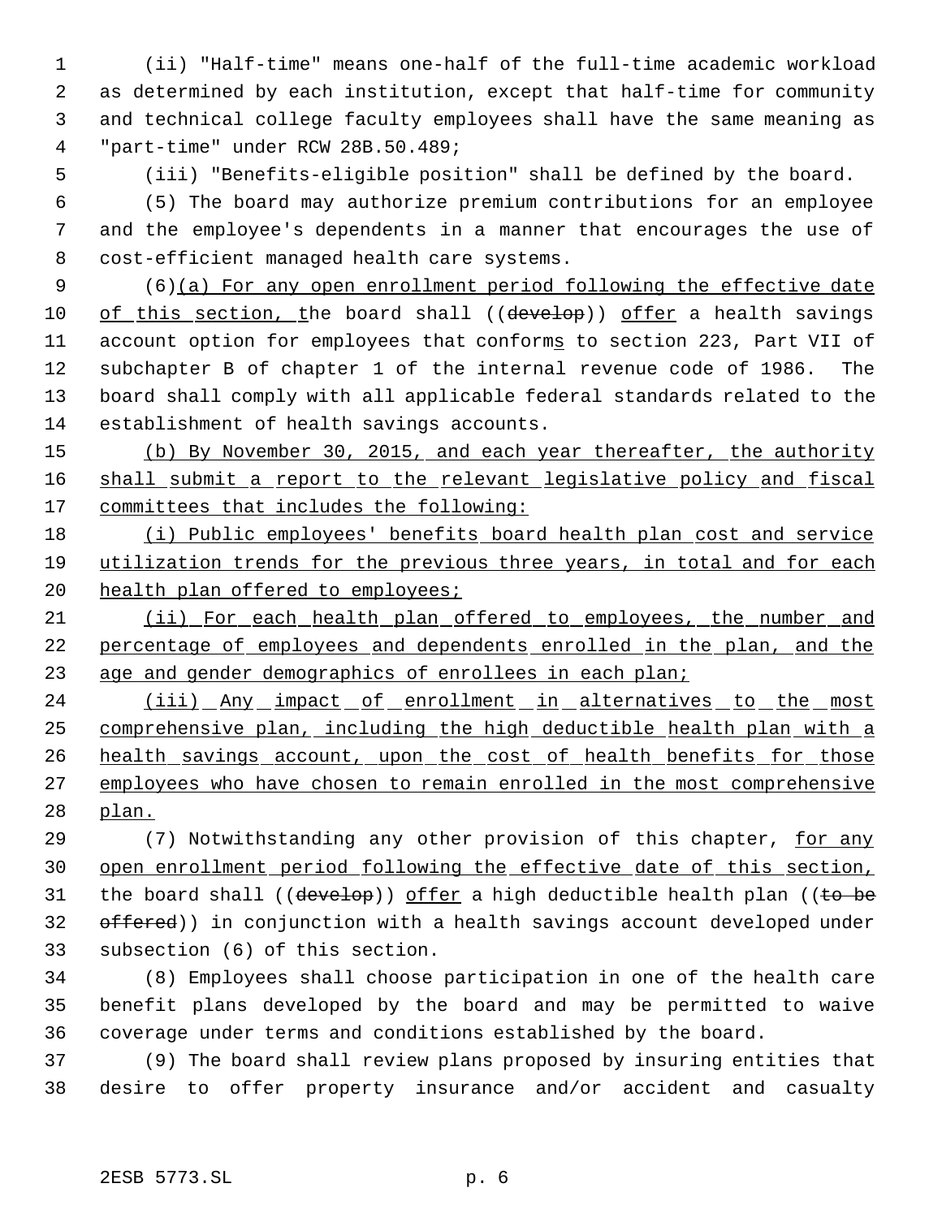(ii) "Half-time" means one-half of the full-time academic workload as determined by each institution, except that half-time for community and technical college faculty employees shall have the same meaning as "part-time" under RCW 28B.50.489;

(iii) "Benefits-eligible position" shall be defined by the board.

(5) The board may authorize premium contributions for an employee and the employee's dependents in a manner that encourages the use of cost-efficient managed health care systems.

(6)<u>(a) For any open enrollment period following the effective date of this section, t</u>he board shall ((~~develop~~)) <u>offer</u> a health savings account option for employees that conform<u>s</u> to section 223, Part VII of subchapter B of chapter 1 of the internal revenue code of 1986. The board shall comply with all applicable federal standards related to the establishment of health savings accounts.

<u>(b) By November 30, 2015, and each year thereafter, the authority shall submit a report to the relevant legislative policy and fiscal committees that includes the following:</u>

<u>(i) Public employees' benefits board health plan cost and service utilization trends for the previous three years, in total and for each health plan offered to employees;</u>

<u>(ii) For each health plan offered to employees, the number and percentage of employees and dependents enrolled in the plan, and the age and gender demographics of enrollees in each plan;</u>

<u>(iii) Any impact of enrollment in alternatives to the most comprehensive plan, including the high deductible health plan with a health savings account, upon the cost of health benefits for those employees who have chosen to remain enrolled in the most comprehensive plan.</u>

(7) Notwithstanding any other provision of this chapter, <u>for any open enrollment period following the effective date of this section,</u> the board shall ((~~develop~~)) <u>offer</u> a high deductible health plan ((~~to be offered~~)) in conjunction with a health savings account developed under subsection (6) of this section.

(8) Employees shall choose participation in one of the health care benefit plans developed by the board and may be permitted to waive coverage under terms and conditions established by the board.

(9) The board shall review plans proposed by insuring entities that desire to offer property insurance and/or accident and casualty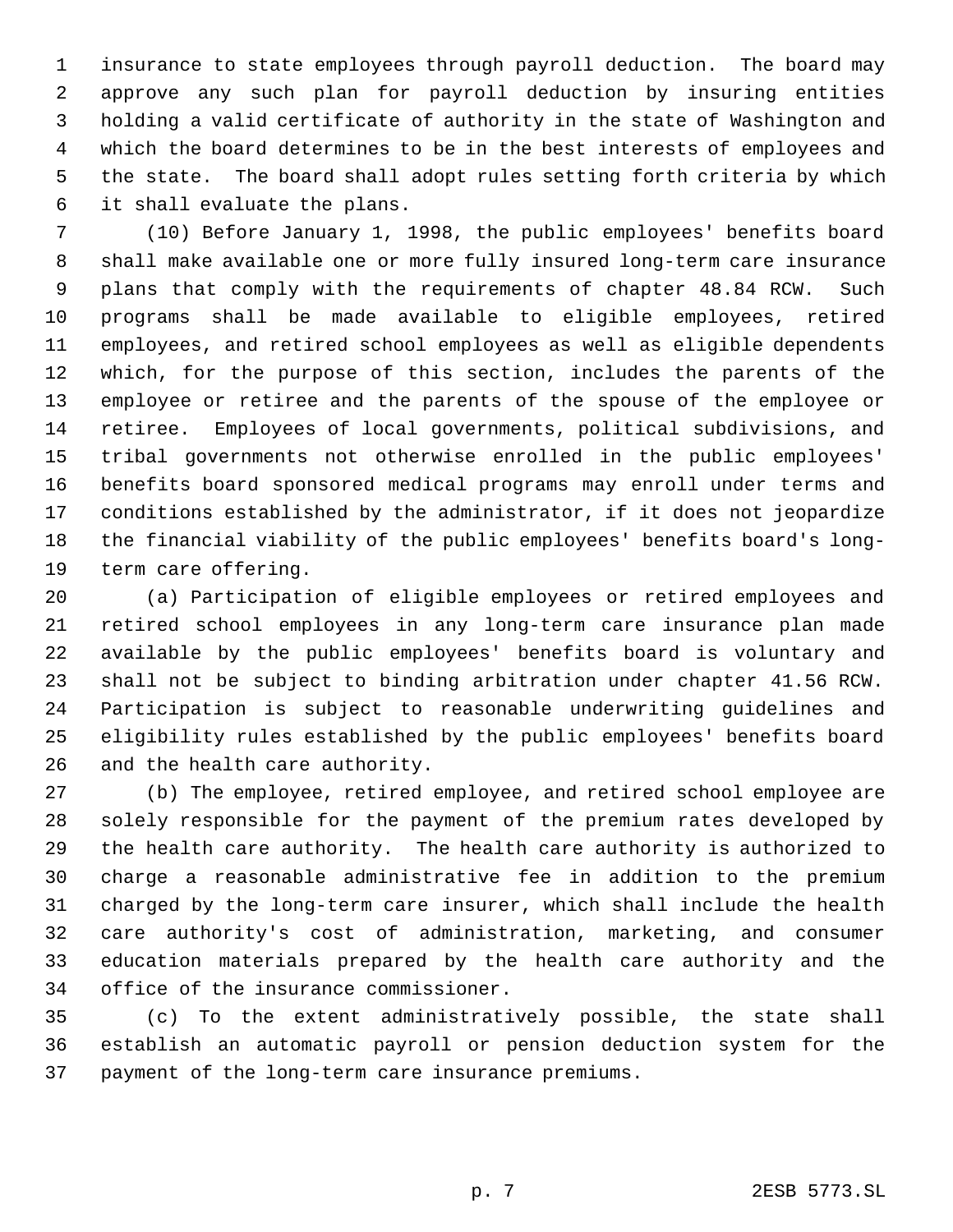insurance to state employees through payroll deduction. The board may approve any such plan for payroll deduction by insuring entities holding a valid certificate of authority in the state of Washington and which the board determines to be in the best interests of employees and the state. The board shall adopt rules setting forth criteria by which it shall evaluate the plans.

(10) Before January 1, 1998, the public employees' benefits board shall make available one or more fully insured long-term care insurance plans that comply with the requirements of chapter 48.84 RCW. Such programs shall be made available to eligible employees, retired employees, and retired school employees as well as eligible dependents which, for the purpose of this section, includes the parents of the employee or retiree and the parents of the spouse of the employee or retiree. Employees of local governments, political subdivisions, and tribal governments not otherwise enrolled in the public employees' benefits board sponsored medical programs may enroll under terms and conditions established by the administrator, if it does not jeopardize the financial viability of the public employees' benefits board's long-term care offering.

(a) Participation of eligible employees or retired employees and retired school employees in any long-term care insurance plan made available by the public employees' benefits board is voluntary and shall not be subject to binding arbitration under chapter 41.56 RCW. Participation is subject to reasonable underwriting guidelines and eligibility rules established by the public employees' benefits board and the health care authority.

(b) The employee, retired employee, and retired school employee are solely responsible for the payment of the premium rates developed by the health care authority. The health care authority is authorized to charge a reasonable administrative fee in addition to the premium charged by the long-term care insurer, which shall include the health care authority's cost of administration, marketing, and consumer education materials prepared by the health care authority and the office of the insurance commissioner.

(c) To the extent administratively possible, the state shall establish an automatic payroll or pension deduction system for the payment of the long-term care insurance premiums.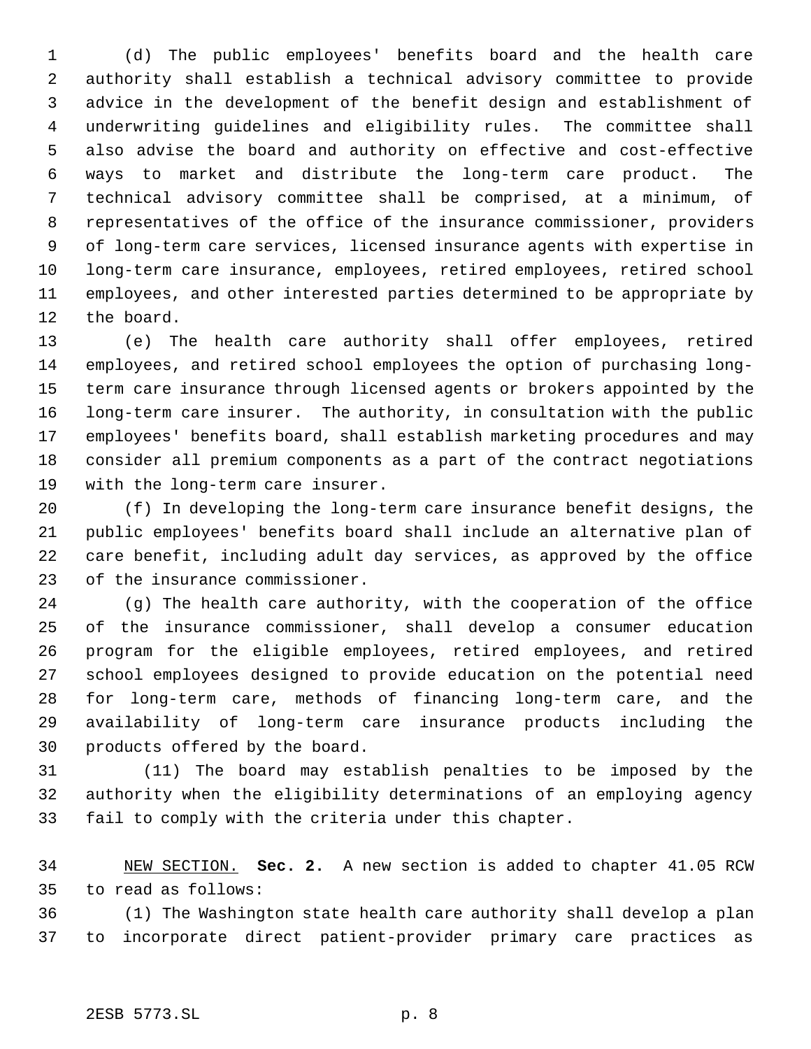(d) The public employees' benefits board and the health care authority shall establish a technical advisory committee to provide advice in the development of the benefit design and establishment of underwriting guidelines and eligibility rules. The committee shall also advise the board and authority on effective and cost-effective ways to market and distribute the long-term care product. The technical advisory committee shall be comprised, at a minimum, of representatives of the office of the insurance commissioner, providers of long-term care services, licensed insurance agents with expertise in long-term care insurance, employees, retired employees, retired school employees, and other interested parties determined to be appropriate by the board.

(e) The health care authority shall offer employees, retired employees, and retired school employees the option of purchasing long-term care insurance through licensed agents or brokers appointed by the long-term care insurer. The authority, in consultation with the public employees' benefits board, shall establish marketing procedures and may consider all premium components as a part of the contract negotiations with the long-term care insurer.

(f) In developing the long-term care insurance benefit designs, the public employees' benefits board shall include an alternative plan of care benefit, including adult day services, as approved by the office of the insurance commissioner.

(g) The health care authority, with the cooperation of the office of the insurance commissioner, shall develop a consumer education program for the eligible employees, retired employees, and retired school employees designed to provide education on the potential need for long-term care, methods of financing long-term care, and the availability of long-term care insurance products including the products offered by the board.

(11) The board may establish penalties to be imposed by the authority when the eligibility determinations of an employing agency fail to comply with the criteria under this chapter.

NEW SECTION. **Sec. 2.** A new section is added to chapter 41.05 RCW to read as follows:

(1) The Washington state health care authority shall develop a plan to incorporate direct patient-provider primary care practices as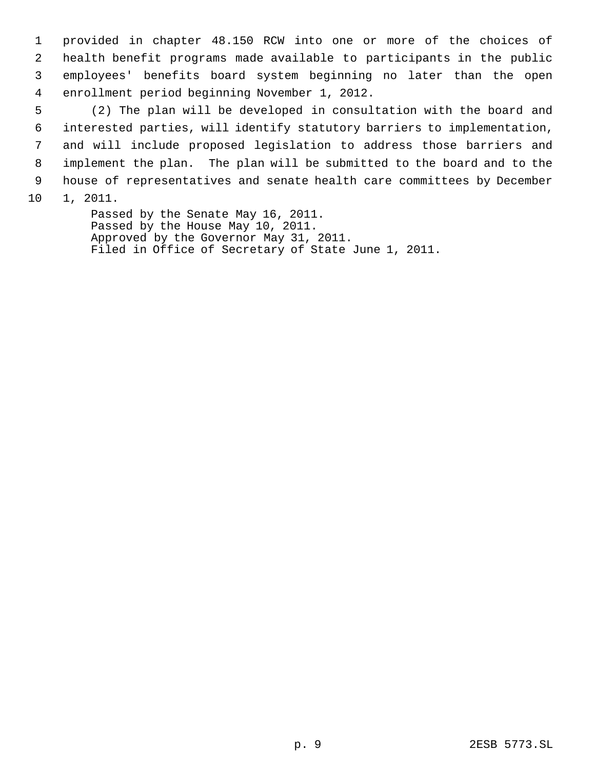provided in chapter 48.150 RCW into one or more of the choices of health benefit programs made available to participants in the public employees' benefits board system beginning no later than the open enrollment period beginning November 1, 2012.

(2) The plan will be developed in consultation with the board and interested parties, will identify statutory barriers to implementation, and will include proposed legislation to address those barriers and implement the plan. The plan will be submitted to the board and to the house of representatives and senate health care committees by December 1, 2011.

Passed by the Senate May 16, 2011.
Passed by the House May 10, 2011.
Approved by the Governor May 31, 2011.
Filed in Office of Secretary of State June 1, 2011.